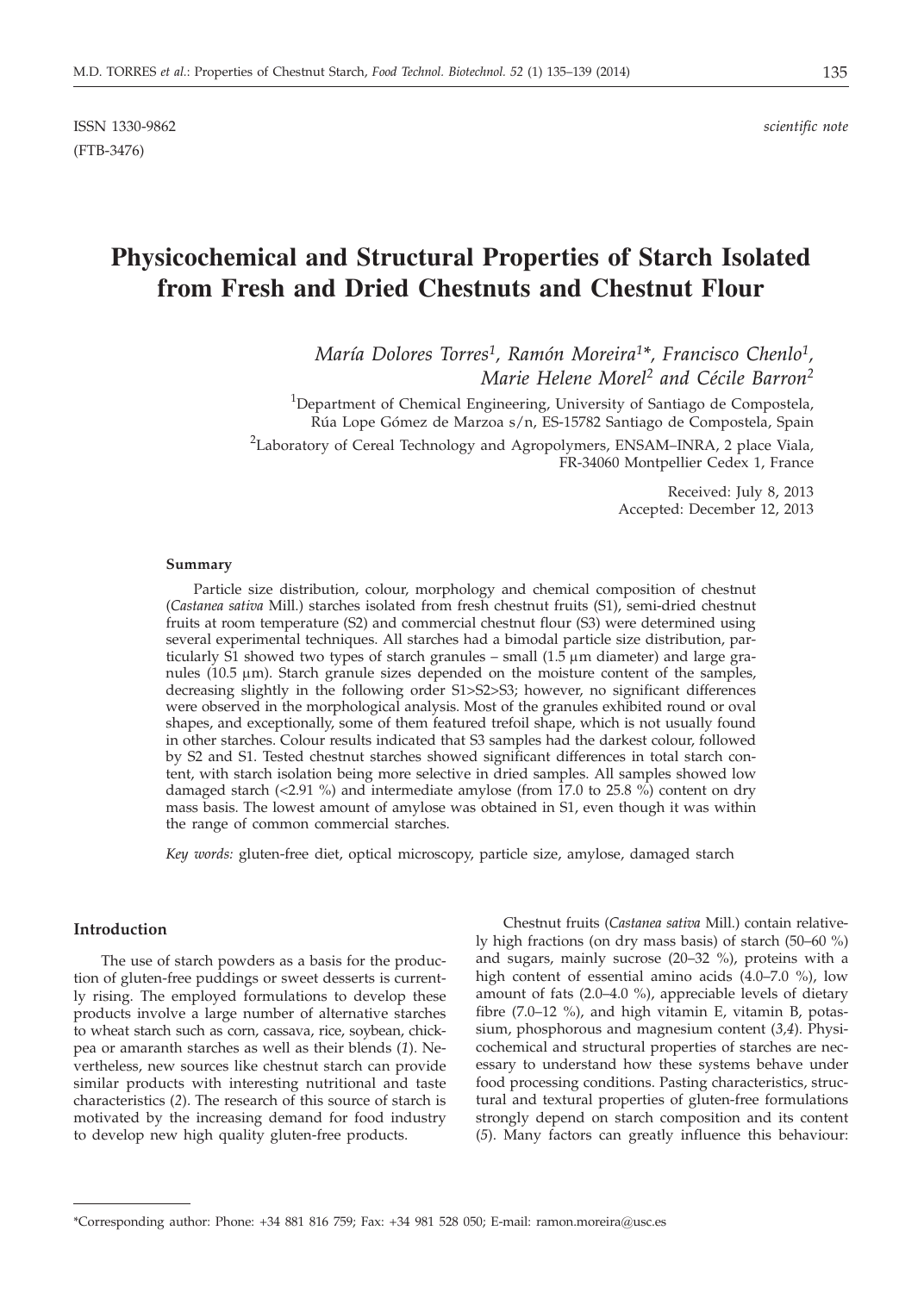ISSN 1330-9862 *scientific note*
(FTB-3476)

# Physicochemical and Structural Properties of Starch Isolated from Fresh and Dried Chestnuts and Chestnut Flour

*María Dolores Torres[1], Ramón Moreira[1]\*, Francisco Chenlo[1], Marie Helene Morel[2] and Cécile Barron[2]*

[1]Department of Chemical Engineering, University of Santiago de Compostela, Rúa Lope Gómez de Marzoa s/n, ES-15782 Santiago de Compostela, Spain

[2]Laboratory of Cereal Technology and Agropolymers, ENSAM–INRA, 2 place Viala, FR-34060 Montpellier Cedex 1, France

Received: July 8, 2013
Accepted: December 12, 2013

### Summary

Particle size distribution, colour, morphology and chemical composition of chestnut (*Castanea sativa* Mill.) starches isolated from fresh chestnut fruits (S1), semi-dried chestnut fruits at room temperature (S2) and commercial chestnut flour (S3) were determined using several experimental techniques. All starches had a bimodal particle size distribution, particularly S1 showed two types of starch granules – small (1.5 μm diameter) and large granules (10.5 μm). Starch granule sizes depended on the moisture content of the samples, decreasing slightly in the following order S1>S2>S3; however, no significant differences were observed in the morphological analysis. Most of the granules exhibited round or oval shapes, and exceptionally, some of them featured trefoil shape, which is not usually found in other starches. Colour results indicated that S3 samples had the darkest colour, followed by S2 and S1. Tested chestnut starches showed significant differences in total starch content, with starch isolation being more selective in dried samples. All samples showed low damaged starch (<2.91 %) and intermediate amylose (from 17.0 to 25.8 %) content on dry mass basis. The lowest amount of amylose was obtained in S1, even though it was within the range of common commercial starches.

*Key words:* gluten-free diet, optical microscopy, particle size, amylose, damaged starch

## Introduction

The use of starch powders as a basis for the production of gluten-free puddings or sweet desserts is currently rising. The employed formulations to develop these products involve a large number of alternative starches to wheat starch such as corn, cassava, rice, soybean, chickpea or amaranth starches as well as their blends (*1*). Nevertheless, new sources like chestnut starch can provide similar products with interesting nutritional and taste characteristics (*2*). The research of this source of starch is motivated by the increasing demand for food industry to develop new high quality gluten-free products.

Chestnut fruits (*Castanea sativa* Mill.) contain relatively high fractions (on dry mass basis) of starch (50–60 %) and sugars, mainly sucrose (20–32 %), proteins with a high content of essential amino acids (4.0–7.0 %), low amount of fats (2.0–4.0 %), appreciable levels of dietary fibre (7.0–12 %), and high vitamin E, vitamin B, potassium, phosphorous and magnesium content (*3,4*). Physicochemical and structural properties of starches are necessary to understand how these systems behave under food processing conditions. Pasting characteristics, structural and textural properties of gluten-free formulations strongly depend on starch composition and its content (*5*). Many factors can greatly influence this behaviour:

\*Corresponding author: Phone: +34 881 816 759; Fax: +34 981 528 050; E-mail: ramon.moreira@usc.es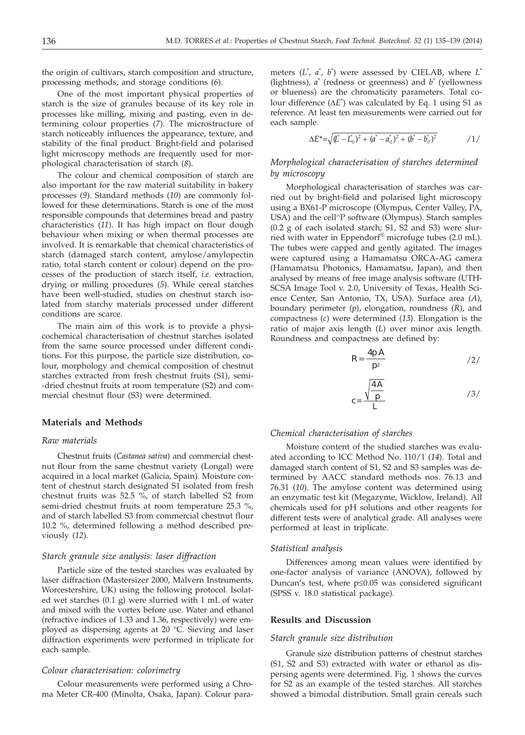the origin of cultivars, starch composition and structure, processing methods, and storage conditions (*6*).

One of the most important physical properties of starch is the size of granules because of its key role in processes like milling, mixing and pasting, even in determining colour properties (*7*). The microstructure of starch noticeably influences the appearance, texture, and stability of the final product. Bright-field and polarised light microscopy methods are frequently used for morphological characterisation of starch (*8*).

The colour and chemical composition of starch are also important for the raw material suitability in bakery processes (*9*). Standard methods (*10*) are commonly followed for these determinations. Starch is one of the most responsible compounds that determines bread and pastry characteristics (*11*). It has high impact on flour dough behaviour when mixing or when thermal processes are involved. It is remarkable that chemical characteristics of starch (damaged starch content, amylose/amylopectin ratio, total starch content or colour) depend on the processes of the production of starch itself, *i.e.* extraction, drying or milling procedures (*5*). While cereal starches have been well-studied, studies on chestnut starch isolated from starchy materials processed under different conditions are scarce.

The main aim of this work is to provide a physicochemical characterisation of chestnut starches isolated from the same source processed under different conditions. For this purpose, the particle size distribution, colour, morphology and chemical composition of chestnut starches extracted from fresh chestnut fruits (S1), semi-dried chestnut fruits at room temperature (S2) and commercial chestnut flour (S3) were determined.

## Materials and Methods

### Raw materials

Chestnut fruits (*Castanea sativa*) and commercial chestnut flour from the same chestnut variety (Longal) were acquired in a local market (Galicia, Spain). Moisture content of chestnut starch designated S1 isolated from fresh chestnut fruits was 52.5 %, of starch labelled S2 from semi-dried chestnut fruits at room temperature 25.3 %, and of starch labelled S3 from commercial chestnut flour 10.2 %, determined following a method described previously (*12*).

### Starch granule size analysis: laser diffraction

Particle size of the tested starches was evaluated by laser diffraction (Mastersizer 2000, Malvern Instruments, Worcestershire, UK) using the following protocol. Isolated wet starches (0.1 g) were slurried with 1 mL of water and mixed with the vortex before use. Water and ethanol (refractive indices of 1.33 and 1.36, respectively) were employed as dispersing agents at 20 °C. Sieving and laser diffraction experiments were performed in triplicate for each sample.

### Colour characterisation: colorimetry

Colour measurements were performed using a Chroma Meter CR-400 (Minolta, Osaka, Japan). Colour parameters ($L^*$, $a^*$, $b^*$) were assessed by CIELAB, where $L^*$ (lightness), $a^*$ (redness or greenness) and $b^*$ (yellowness or blueness) are the chromaticity parameters. Total colour difference ($\Delta E^*$) was calculated by Eq. 1 using S1 as reference. At least ten measurements were carried out for each sample.

$$\Delta E^* = \sqrt{(L^* - L_0^*)^2 + (a^* - a_0^*)^2 + (b^* - b_0^*)^2} \qquad /1/$$

### Morphological characterisation of starches determined by microscopy

Morphological characterisation of starches was carried out by bright-field and polarised light microscopy using a BX61-P microscope (Olympus, Center Valley, PA, USA) and the cell^P software (Olympus). Starch samples (0.2 g of each isolated starch; S1, S2 and S3) were slurried with water in Eppendorf® microfuge tubes (2.0 mL). The tubes were capped and gently agitated. The images were captured using a Hamamatsu ORCA-AG camera (Hamamatsu Photonics, Hamamatsu, Japan), and then analysed by means of free image analysis software (UTH-SCSA Image Tool v. 2.0, University of Texas, Health Science Center, San Antonio, TX, USA). Surface area (*A*), boundary perimeter (*p*), elongation, roundness (*R*), and compactness (*c*) were determined (*13*). Elongation is the ratio of major axis length (*L*) over minor axis length. Roundness and compactness are defined by:

$$R = \frac{4 p A}{p^2} \qquad /2/$$

$$c = \frac{\sqrt{\frac{4A}{p}}}{L} \qquad /3/$$

### Chemical characterisation of starches

Moisture content of the studied starches was evaluated according to ICC Method No. 110/1 (*14*). Total and damaged starch content of S1, S2 and S3 samples was determined by AACC standard methods nos. 76.13 and 76.31 (*10*). The amylose content was determined using an enzymatic test kit (Megazyme, Wicklow, Ireland). All chemicals used for pH solutions and other reagents for different tests were of analytical grade. All analyses were performed at least in triplicate.

### Statistical analysis

Differences among mean values were identified by one-factor analysis of variance (ANOVA), followed by Duncan's test, where $p \leq 0.05$ was considered significant (SPSS v. 18.0 statistical package).

## Results and Discussion

### Starch granule size distribution

Granule size distribution patterns of chestnut starches (S1, S2 and S3) extracted with water or ethanol as dispersing agents were determined. Fig. 1 shows the curves for S2 as an example of the tested starches. All starches showed a bimodal distribution. Small grain cereals such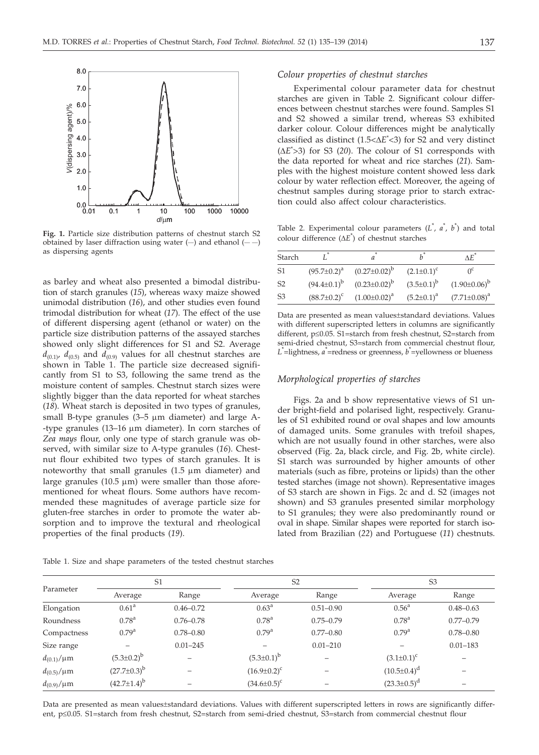**Fig. 1.** Particle size distribution patterns of chestnut starch S2 obtained by laser diffraction using water (–) and ethanol (– –) as dispersing agents

as barley and wheat also presented a bimodal distribution of starch granules (*15*), whereas waxy maize showed unimodal distribution (*16*), and other studies even found trimodal distribution for wheat (*17*). The effect of the use of different dispersing agent (ethanol or water) on the particle size distribution patterns of the assayed starches showed only slight differences for S1 and S2. Average $d_{(0.1)}$, $d_{(0.5)}$ and $d_{(0.9)}$ values for all chestnut starches are shown in Table 1. The particle size decreased significantly from S1 to S3, following the same trend as the moisture content of samples. Chestnut starch sizes were slightly bigger than the data reported for wheat starches (*18*). Wheat starch is deposited in two types of granules, small B-type granules (3–5 μm diameter) and large A-type granules (13–16 μm diameter). In corn starches of *Zea mays* flour, only one type of starch granule was observed, with similar size to A-type granules (*16*). Chestnut flour exhibited two types of starch granules. It is noteworthy that small granules (1.5 μm diameter) and large granules (10.5 μm) were smaller than those aforementioned for wheat flours. Some authors have recommended these magnitudes of average particle size for gluten-free starches in order to promote the water absorption and to improve the textural and rheological properties of the final products (*19*).

### *Colour properties of chestnut starches*

Experimental colour parameter data for chestnut starches are given in Table 2. Significant colour differences between chestnut starches were found. Samples S1 and S2 showed a similar trend, whereas S3 exhibited darker colour. Colour differences might be analytically classified as distinct ($1.5<\Delta E^*<3$) for S2 and very distinct ($\Delta E^*>3$) for S3 (*20*). The colour of S1 corresponds with the data reported for wheat and rice starches (*21*). Samples with the highest moisture content showed less dark colour by water reflection effect. Moreover, the ageing of chestnut samples during storage prior to starch extraction could also affect colour characteristics.

Table 2. Experimental colour parameters ($L^*$, $a^*$, $b^*$) and total colour difference ($\Delta E^*$) of chestnut starches

| Starch | $L^*$ | $a^*$ | $b^*$ | $\Delta E^*$ |
|---|---|---|---|---|
| S1 | $(95.7\pm0.2)^a$ | $(0.27\pm0.02)^b$ | $(2.1\pm0.1)^c$ | $0^c$ |
| S2 | $(94.4\pm0.1)^b$ | $(0.23\pm0.02)^b$ | $(3.5\pm0.1)^b$ | $(1.90\pm0.06)^b$ |
| S3 | $(88.7\pm0.2)^c$ | $(1.00\pm0.02)^a$ | $(5.2\pm0.1)^a$ | $(7.71\pm0.08)^a$ |

Data are presented as mean values±standard deviations. Values with different superscripted letters in columns are significantly different, $p\leq0.05$. S1=starch from fresh chestnut, S2=starch from semi-dried chestnut, S3=starch from commercial chestnut flour, $L^*$=lightness, $a^*$=redness or greenness, $b^*$=yellowness or blueness

### *Morphological properties of starches*

Figs. 2a and b show representative views of S1 under bright-field and polarised light, respectively. Granules of S1 exhibited round or oval shapes and low amounts of damaged units. Some granules with trefoil shapes, which are not usually found in other starches, were also observed (Fig. 2a, black circle, and Fig. 2b, white circle). S1 starch was surrounded by higher amounts of other materials (such as fibre, proteins or lipids) than the other tested starches (image not shown). Representative images of S3 starch are shown in Figs. 2c and d. S2 (images not shown) and S3 granules presented similar morphology to S1 granules; they were also predominantly round or oval in shape. Similar shapes were reported for starch isolated from Brazilian (*22*) and Portuguese (*11*) chestnuts.

Table 1. Size and shape parameters of the tested chestnut starches

| Parameter | S1 | | S2 | | S3 | |
|---|---|---|---|---|---|---|
| | Average | Range | Average | Range | Average | Range |
| Elongation | $0.61^a$ | 0.46–0.72 | $0.63^a$ | 0.51–0.90 | $0.56^a$ | 0.48–0.63 |
| Roundness | $0.78^a$ | 0.76–0.78 | $0.78^a$ | 0.75–0.79 | $0.78^a$ | 0.77–0.79 |
| Compactness | $0.79^a$ | 0.78–0.80 | $0.79^a$ | 0.77–0.80 | $0.79^a$ | 0.78–0.80 |
| Size range | – | 0.01–245 | – | 0.01–210 | – | 0.01–183 |
| $d_{(0.1)}$/μm | $(5.3\pm0.2)^b$ | – | $(5.3\pm0.1)^b$ | – | $(3.1\pm0.1)^c$ | – |
| $d_{(0.5)}$/μm | $(27.7\pm0.3)^b$ | – | $(16.9\pm0.2)^c$ | – | $(10.5\pm0.4)^d$ | – |
| $d_{(0.9)}$/μm | $(42.7\pm1.4)^b$ | – | $(34.6\pm0.5)^c$ | – | $(23.3\pm0.5)^d$ | – |

Data are presented as mean values±standard deviations. Values with different superscripted letters in rows are significantly different, $p\leq0.05$. S1=starch from fresh chestnut, S2=starch from semi-dried chestnut, S3=starch from commercial chestnut flour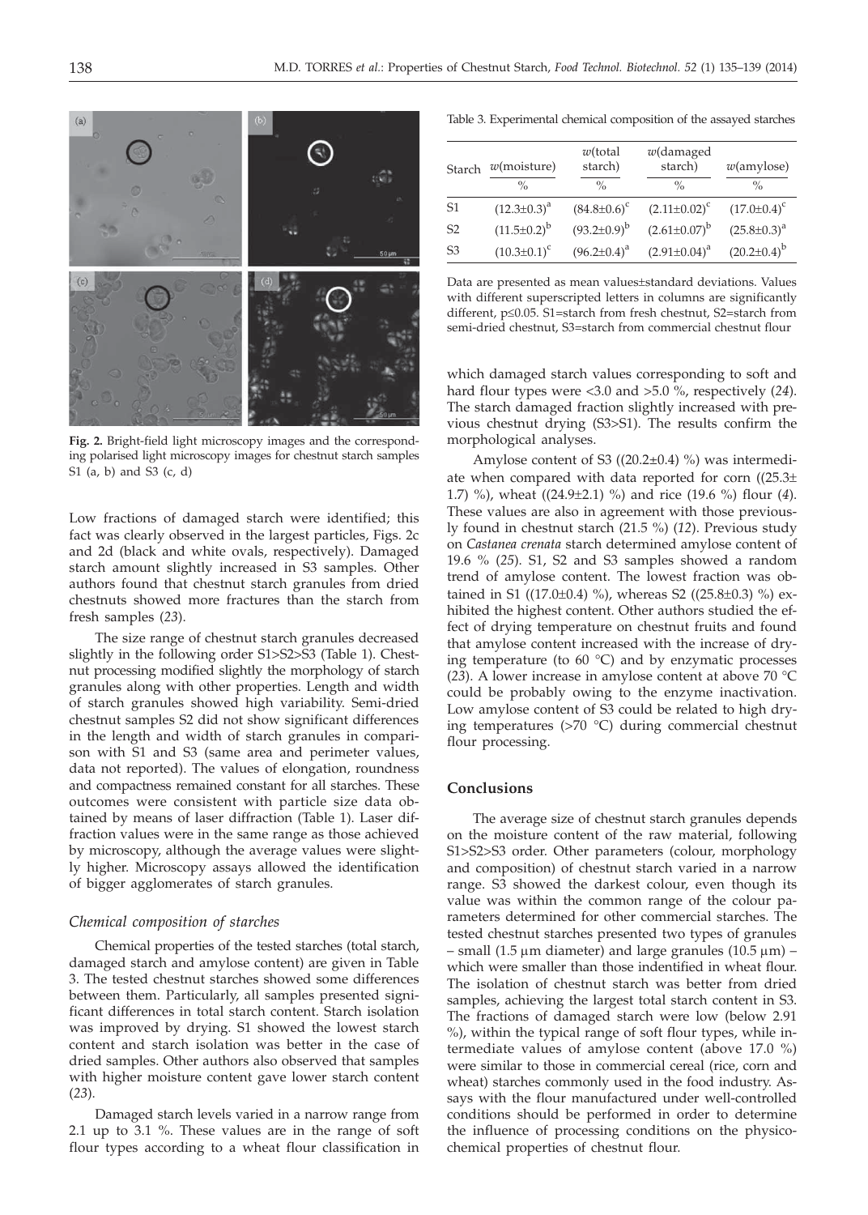Fig. 2. Bright-field light microscopy images and the corresponding polarised light microscopy images for chestnut starch samples S1 (a, b) and S3 (c, d)

Low fractions of damaged starch were identified; this fact was clearly observed in the largest particles, Figs. 2c and 2d (black and white ovals, respectively). Damaged starch amount slightly increased in S3 samples. Other authors found that chestnut starch granules from dried chestnuts showed more fractures than the starch from fresh samples (*23*).

The size range of chestnut starch granules decreased slightly in the following order S1>S2>S3 (Table 1). Chestnut processing modified slightly the morphology of starch granules along with other properties. Length and width of starch granules showed high variability. Semi-dried chestnut samples S2 did not show significant differences in the length and width of starch granules in comparison with S1 and S3 (same area and perimeter values, data not reported). The values of elongation, roundness and compactness remained constant for all starches. These outcomes were consistent with particle size data obtained by means of laser diffraction (Table 1). Laser diffraction values were in the same range as those achieved by microscopy, although the average values were slightly higher. Microscopy assays allowed the identification of bigger agglomerates of starch granules.

### *Chemical composition of starches*

Chemical properties of the tested starches (total starch, damaged starch and amylose content) are given in Table 3. The tested chestnut starches showed some differences between them. Particularly, all samples presented significant differences in total starch content. Starch isolation was improved by drying. S1 showed the lowest starch content and starch isolation was better in the case of dried samples. Other authors also observed that samples with higher moisture content gave lower starch content (*23*).

Damaged starch levels varied in a narrow range from 2.1 up to 3.1 %. These values are in the range of soft flour types according to a wheat flour classification in which damaged starch values corresponding to soft and hard flour types were <3.0 and >5.0 %, respectively (*24*). The starch damaged fraction slightly increased with previous chestnut drying (S3>S1). The results confirm the morphological analyses.

Amylose content of S3 ((20.2±0.4) %) was intermediate when compared with data reported for corn ((25.3±1.7) %), wheat ((24.9±2.1) %) and rice (19.6 %) flour (*4*). These values are also in agreement with those previously found in chestnut starch (21.5 %) (*12*). Previous study on *Castanea crenata* starch determined amylose content of 19.6 % (*25*). S1, S2 and S3 samples showed a random trend of amylose content. The lowest fraction was obtained in S1 ((17.0±0.4) %), whereas S2 ((25.8±0.3) %) exhibited the highest content. Other authors studied the effect of drying temperature on chestnut fruits and found that amylose content increased with the increase of drying temperature (to 60 °C) and by enzymatic processes (*23*). A lower increase in amylose content at above 70 °C could be probably owing to the enzyme inactivation. Low amylose content of S3 could be related to high drying temperatures (>70 °C) during commercial chestnut flour processing.

Table 3. Experimental chemical composition of the assayed starches

| Starch | $w$(moisture) | $w$(total starch) | $w$(damaged starch) | $w$(amylose) |
|---|---|---|---|---|
| | % | % | % | % |
| S1 | $(12.3\pm0.3)^a$ | $(84.8\pm0.6)^c$ | $(2.11\pm0.02)^c$ | $(17.0\pm0.4)^c$ |
| S2 | $(11.5\pm0.2)^b$ | $(93.2\pm0.9)^b$ | $(2.61\pm0.07)^b$ | $(25.8\pm0.3)^a$ |
| S3 | $(10.3\pm0.1)^c$ | $(96.2\pm0.4)^a$ | $(2.91\pm0.04)^a$ | $(20.2\pm0.4)^b$ |

Data are presented as mean values±standard deviations. Values with different superscripted letters in columns are significantly different, $p\leq0.05$. S1=starch from fresh chestnut, S2=starch from semi-dried chestnut, S3=starch from commercial chestnut flour

## Conclusions

The average size of chestnut starch granules depends on the moisture content of the raw material, following S1>S2>S3 order. Other parameters (colour, morphology and composition) of chestnut starch varied in a narrow range. S3 showed the darkest colour, even though its value was within the common range of the colour parameters determined for other commercial starches. The tested chestnut starches presented two types of granules – small (1.5 μm diameter) and large granules (10.5 μm) – which were smaller than those indentified in wheat flour. The isolation of chestnut starch was better from dried samples, achieving the largest total starch content in S3. The fractions of damaged starch were low (below 2.91 %), within the typical range of soft flour types, while intermediate values of amylose content (above 17.0 %) were similar to those in commercial cereal (rice, corn and wheat) starches commonly used in the food industry. Assays with the flour manufactured under well-controlled conditions should be performed in order to determine the influence of processing conditions on the physicochemical properties of chestnut flour.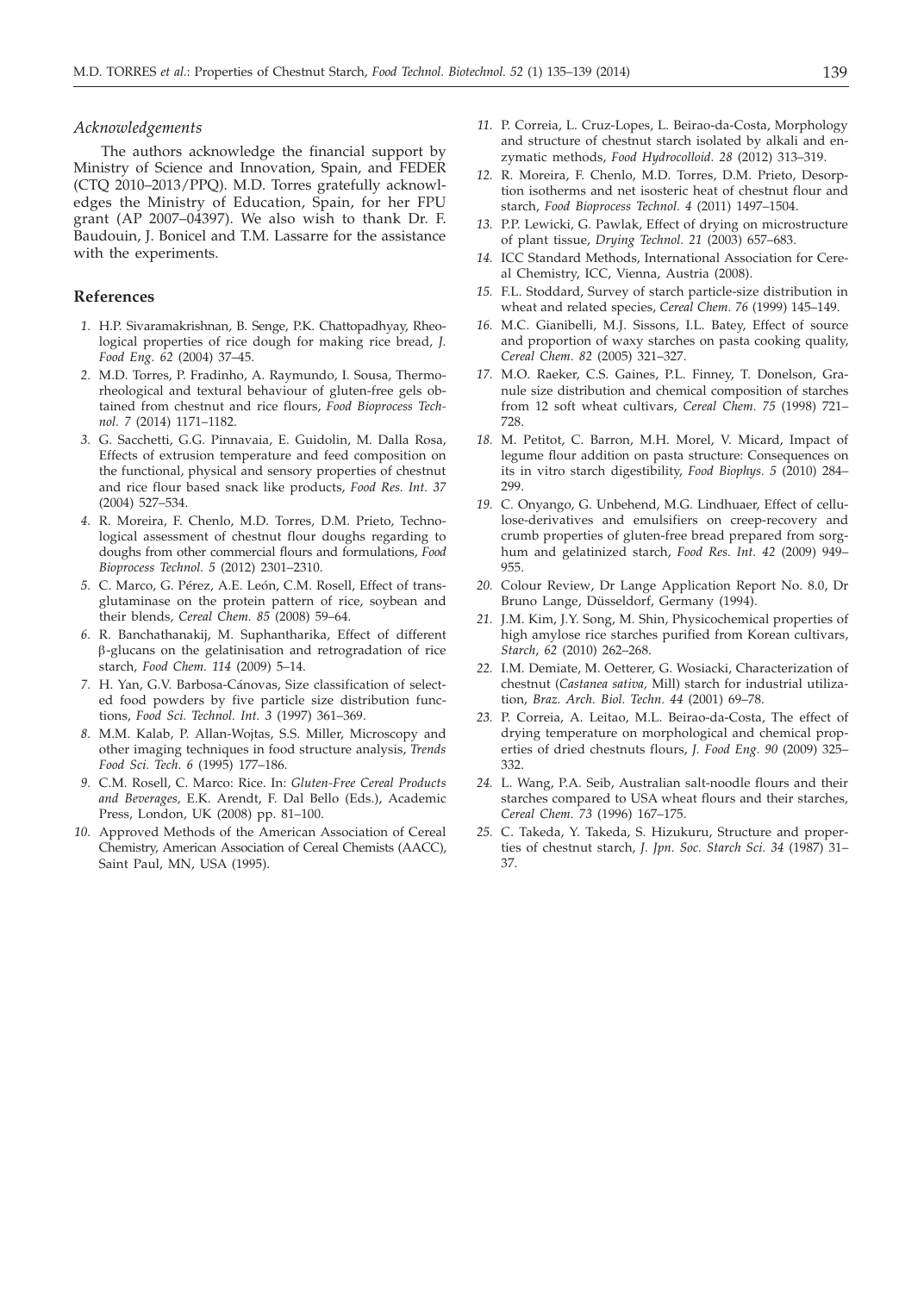### *Acknowledgements*

The authors acknowledge the financial support by Ministry of Science and Innovation, Spain, and FEDER (CTQ 2010–2013/PPQ). M.D. Torres gratefully acknowledges the Ministry of Education, Spain, for her FPU grant (AP 2007–04397). We also wish to thank Dr. F. Baudouin, J. Bonicel and T.M. Lassarre for the assistance with the experiments.

## References

1. H.P. Sivaramakrishnan, B. Senge, P.K. Chattopadhyay, Rheological properties of rice dough for making rice bread, *J. Food Eng. 62* (2004) 37–45.
2. M.D. Torres, P. Fradinho, A. Raymundo, I. Sousa, Thermorheological and textural behaviour of gluten-free gels obtained from chestnut and rice flours, *Food Bioprocess Technol. 7* (2014) 1171–1182.
3. G. Sacchetti, G.G. Pinnavaia, E. Guidolin, M. Dalla Rosa, Effects of extrusion temperature and feed composition on the functional, physical and sensory properties of chestnut and rice flour based snack like products, *Food Res. Int. 37* (2004) 527–534.
4. R. Moreira, F. Chenlo, M.D. Torres, D.M. Prieto, Technological assessment of chestnut flour doughs regarding to doughs from other commercial flours and formulations, *Food Bioprocess Technol. 5* (2012) 2301–2310.
5. C. Marco, G. Pérez, A.E. León, C.M. Rosell, Effect of transglutaminase on the protein pattern of rice, soybean and their blends, *Cereal Chem. 85* (2008) 59–64.
6. R. Banchathanakij, M. Suphantharika, Effect of different β-glucans on the gelatinisation and retrogradation of rice starch, *Food Chem. 114* (2009) 5–14.
7. H. Yan, G.V. Barbosa-Cánovas, Size classification of selected food powders by five particle size distribution functions, *Food Sci. Technol. Int. 3* (1997) 361–369.
8. M.M. Kalab, P. Allan-Wojtas, S.S. Miller, Microscopy and other imaging techniques in food structure analysis, *Trends Food Sci. Tech. 6* (1995) 177–186.
9. C.M. Rosell, C. Marco: Rice. In: *Gluten-Free Cereal Products and Beverages*, E.K. Arendt, F. Dal Bello (Eds.), Academic Press, London, UK (2008) pp. 81–100.
10. Approved Methods of the American Association of Cereal Chemistry, American Association of Cereal Chemists (AACC), Saint Paul, MN, USA (1995).
11. P. Correia, L. Cruz-Lopes, L. Beirao-da-Costa, Morphology and structure of chestnut starch isolated by alkali and enzymatic methods, *Food Hydrocolloid. 28* (2012) 313–319.
12. R. Moreira, F. Chenlo, M.D. Torres, D.M. Prieto, Desorption isotherms and net isosteric heat of chestnut flour and starch, *Food Bioprocess Technol. 4* (2011) 1497–1504.
13. P.P. Lewicki, G. Pawlak, Effect of drying on microstructure of plant tissue, *Drying Technol. 21* (2003) 657–683.
14. ICC Standard Methods, International Association for Cereal Chemistry, ICC, Vienna, Austria (2008).
15. F.L. Stoddard, Survey of starch particle-size distribution in wheat and related species, *Cereal Chem. 76* (1999) 145–149.
16. M.C. Gianibelli, M.J. Sissons, I.L. Batey, Effect of source and proportion of waxy starches on pasta cooking quality, *Cereal Chem. 82* (2005) 321–327.
17. M.O. Raeker, C.S. Gaines, P.L. Finney, T. Donelson, Granule size distribution and chemical composition of starches from 12 soft wheat cultivars, *Cereal Chem. 75* (1998) 721–728.
18. M. Petitot, C. Barron, M.H. Morel, V. Micard, Impact of legume flour addition on pasta structure: Consequences on its in vitro starch digestibility, *Food Biophys. 5* (2010) 284–299.
19. C. Onyango, G. Unbehend, M.G. Lindhuaer, Effect of cellulose-derivatives and emulsifiers on creep-recovery and crumb properties of gluten-free bread prepared from sorghum and gelatinized starch, *Food Res. Int. 42* (2009) 949–955.
20. Colour Review, Dr Lange Application Report No. 8.0, Dr Bruno Lange, Düsseldorf, Germany (1994).
21. J.M. Kim, J.Y. Song, M. Shin, Physicochemical properties of high amylose rice starches purified from Korean cultivars, *Starch, 62* (2010) 262–268.
22. I.M. Demiate, M. Oetterer, G. Wosiacki, Characterization of chestnut (*Castanea sativa*, Mill) starch for industrial utilization, *Braz. Arch. Biol. Techn. 44* (2001) 69–78.
23. P. Correia, A. Leitao, M.L. Beirao-da-Costa, The effect of drying temperature on morphological and chemical properties of dried chestnuts flours, *J. Food Eng. 90* (2009) 325–332.
24. L. Wang, P.A. Seib, Australian salt-noodle flours and their starches compared to USA wheat flours and their starches, *Cereal Chem. 73* (1996) 167–175.
25. C. Takeda, Y. Takeda, S. Hizukuru, Structure and properties of chestnut starch, *J. Jpn. Soc. Starch Sci. 34* (1987) 31–37.